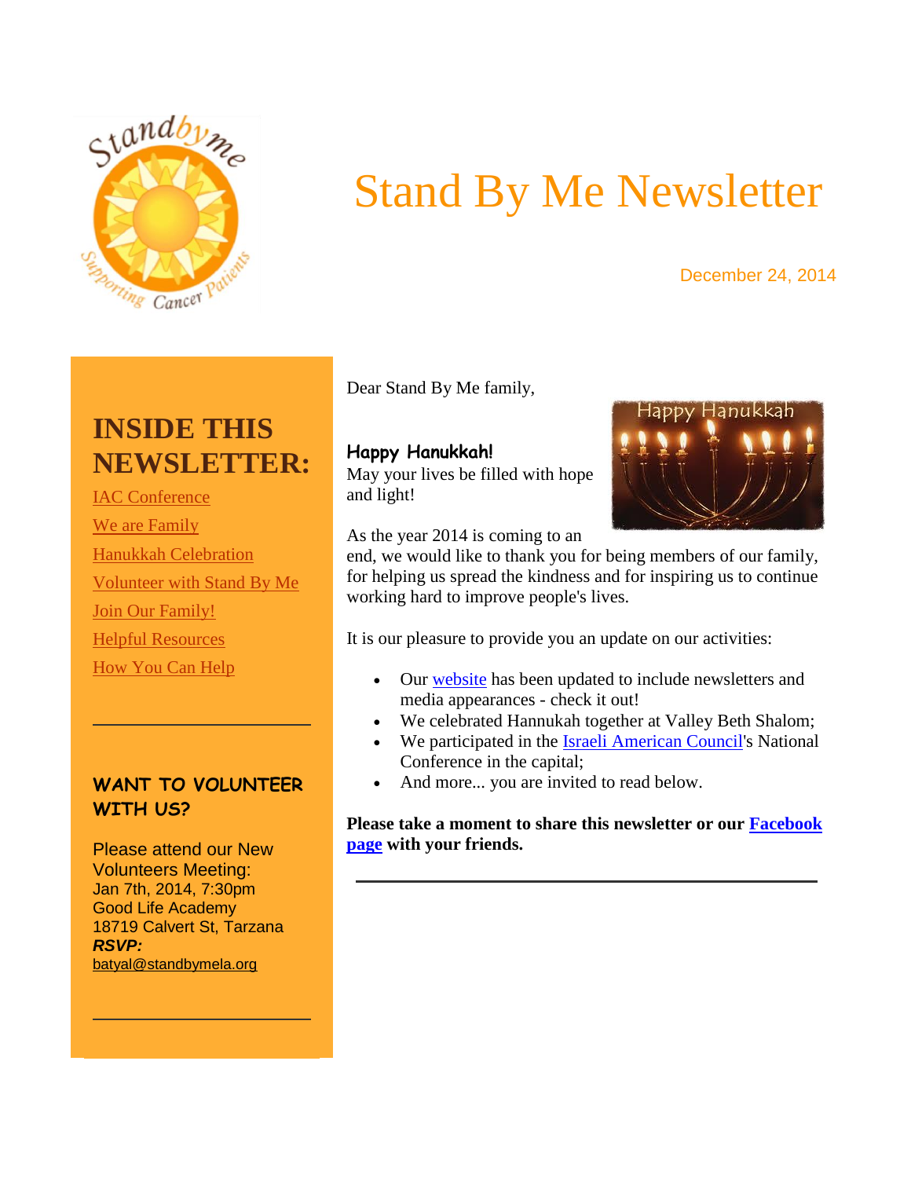# Stand By Me Newsletter

December 24, 2014

## INSIDE THIS NEWSLETTER:

- IAC Conference
- We are Family
- Hanukkah Celebration
- Volunteer with Stand By Me
- Join Our Family!
- Helpful Resources
- How You Can Help

### WANT TO VOLUNTEER WITH US?

Please attend our New Volunteers Meeting:
Jan 7th, 2014, 7:30pm
Good Life Academy
18719 Calvert St, Tarzana
***RSVP:***
batyal@standbymela.org

---

Dear Stand By Me family,

**Happy Hanukkah!**
May your lives be filled with hope and light!

As the year 2014 is coming to an end, we would like to thank you for being members of our family, for helping us spread the kindness and for inspiring us to continue working hard to improve people's lives.

It is our pleasure to provide you an update on our activities:

- Our website has been updated to include newsletters and media appearances - check it out!
- We celebrated Hannukah together at Valley Beth Shalom;
- We participated in the Israeli American Council's National Conference in the capital;
- And more... you are invited to read below.

**Please take a moment to share this newsletter or our Facebook page with your friends.**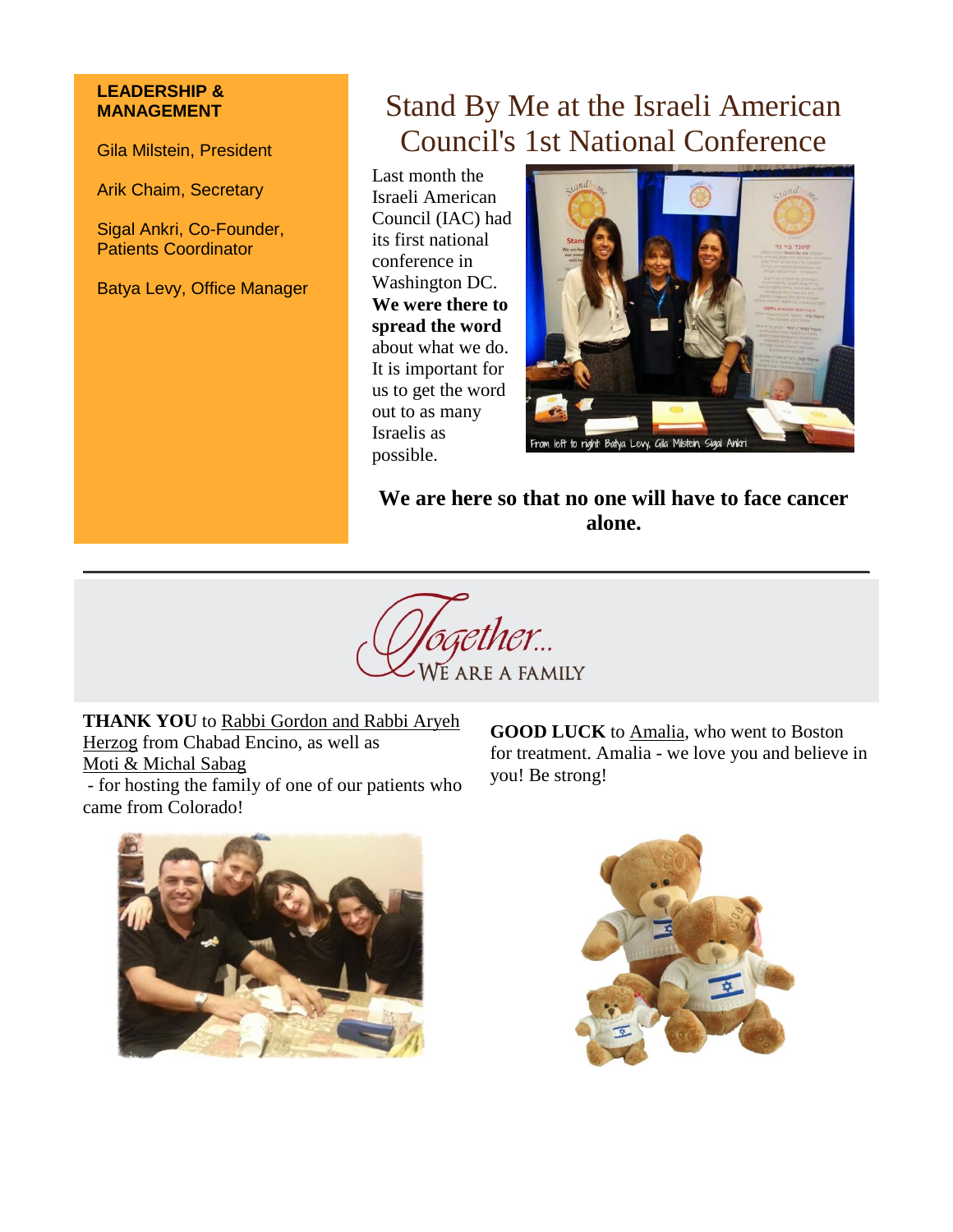**LEADERSHIP & MANAGEMENT**

Gila Milstein, President

Arik Chaim, Secretary

Sigal Ankri, Co-Founder, Patients Coordinator

Batya Levy, Office Manager

# Stand By Me at the Israeli American Council's 1st National Conference

Last month the Israeli American Council (IAC) had its first national conference in Washington DC. **We were there to spread the word** about what we do. It is important for us to get the word out to as many Israelis as possible.

From left to right Batya Levy, Gila Milstein, Sigal Ankri

**We are here so that no one will have to face cancer alone.**

---

## Together... WE ARE A FAMILY

**THANK YOU** to Rabbi Gordon and Rabbi Aryeh Herzog from Chabad Encino, as well as Moti & Michal Sabag - for hosting the family of one of our patients who came from Colorado!

**GOOD LUCK** to Amalia, who went to Boston for treatment. Amalia - we love you and believe in you! Be strong!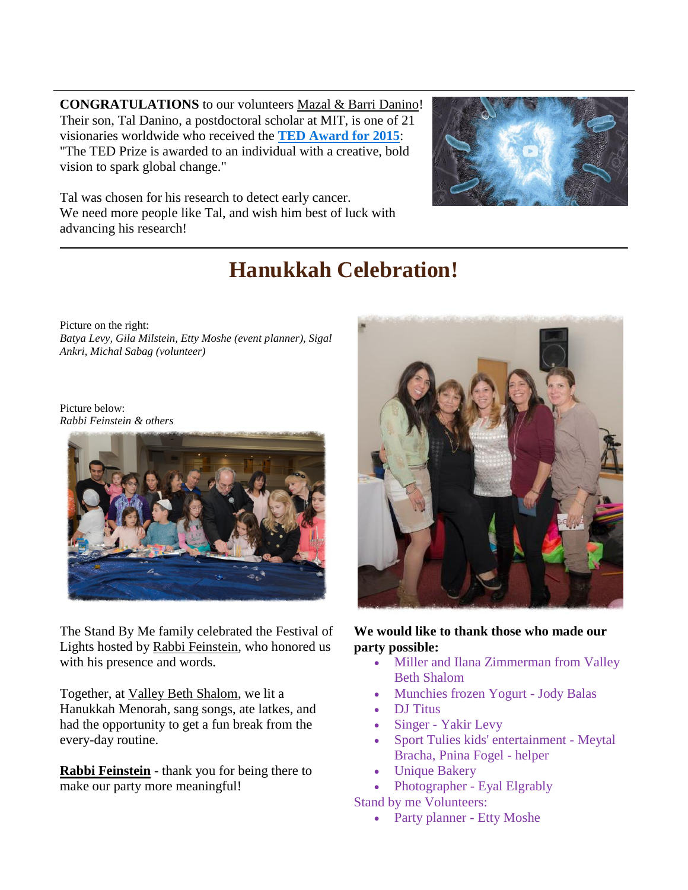**CONGRATULATIONS** to our volunteers Mazal & Barri Danino! Their son, Tal Danino, a postdoctoral scholar at MIT, is one of 21 visionaries worldwide who received the **TED Award for 2015**: "The TED Prize is awarded to an individual with a creative, bold vision to spark global change."

Tal was chosen for his research to detect early cancer. We need more people like Tal, and wish him best of luck with advancing his research!

---

# Hanukkah Celebration!

Picture on the right:
*Batya Levy, Gila Milstein, Etty Moshe (event planner), Sigal Ankri, Michal Sabag (volunteer)*

Picture below:
*Rabbi Feinstein & others*

The Stand By Me family celebrated the Festival of Lights hosted by Rabbi Feinstein, who honored us with his presence and words.

Together, at Valley Beth Shalom, we lit a Hanukkah Menorah, sang songs, ate latkes, and had the opportunity to get a fun break from the every-day routine.

**Rabbi Feinstein** - thank you for being there to make our party more meaningful!

**We would like to thank those who made our party possible:**

- Miller and Ilana Zimmerman from Valley Beth Shalom
- Munchies frozen Yogurt - Jody Balas
- DJ Titus
- Singer - Yakir Levy
- Sport Tulies kids' entertainment - Meytal Bracha, Pnina Fogel - helper
- Unique Bakery
- Photographer - Eyal Elgrably

Stand by me Volunteers:

- Party planner - Etty Moshe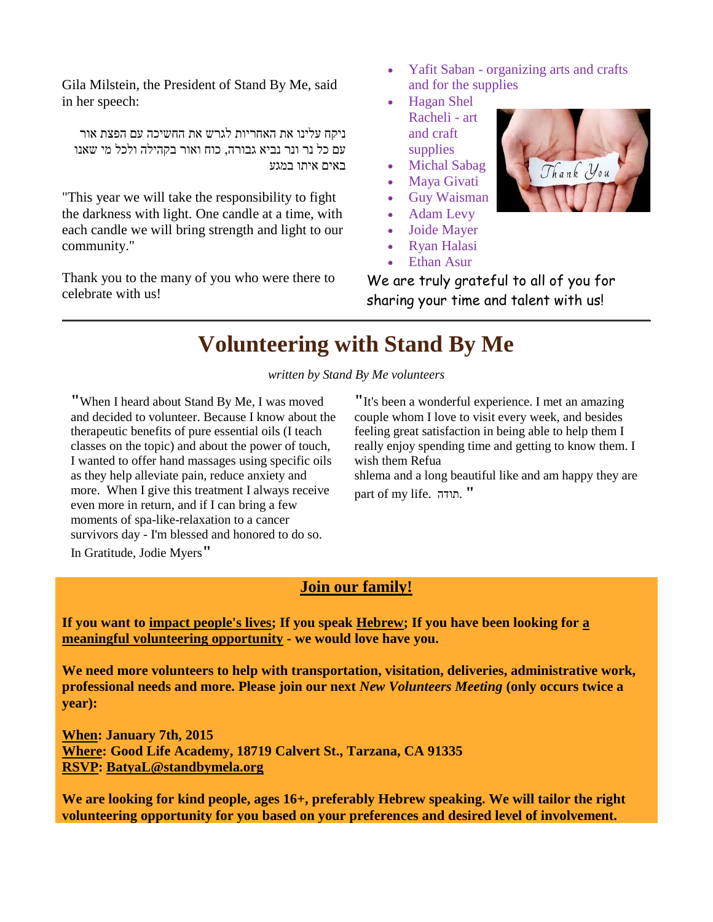Gila Milstein, the President of Stand By Me, said in her speech:

ניקח עלינו את האחריות לגרש את החשיכה עם הפצת אור עם כל נר ונר נביא גבורה, כוח ואור בקהילה ולכל מי שאנו באים איתו במגע

"This year we will take the responsibility to fight the darkness with light. One candle at a time, with each candle we will bring strength and light to our community."

Thank you to the many of you who were there to celebrate with us!

- Yafit Saban - organizing arts and crafts and for the supplies
- Hagan Shel Racheli - art and craft supplies
- Michal Sabag
- Maya Givati
- Guy Waisman
- Adam Levy
- Joide Mayer
- Ryan Halasi
- Ethan Asur

We are truly grateful to all of you for sharing your time and talent with us!

---

# Volunteering with Stand By Me

*written by Stand By Me volunteers*

"When I heard about Stand By Me, I was moved and decided to volunteer. Because I know about the therapeutic benefits of pure essential oils (I teach classes on the topic) and about the power of touch, I wanted to offer hand massages using specific oils as they help alleviate pain, reduce anxiety and more. When I give this treatment I always receive even more in return, and if I can bring a few moments of spa-like-relaxation to a cancer survivors day - I'm blessed and honored to do so. In Gratitude, Jodie Myers"

"It's been a wonderful experience. I met an amazing couple whom I love to visit every week, and besides feeling great satisfaction in being able to help them I really enjoy spending time and getting to know them. I wish them Refua shlema and a long beautiful like and am happy they are part of my life. תודה. "

## Join our family!

**If you want to impact people's lives; If you speak Hebrew; If you have been looking for a meaningful volunteering opportunity - we would love have you.**

**We need more volunteers to help with transportation, visitation, deliveries, administrative work, professional needs and more. Please join our next *New Volunteers Meeting* (only occurs twice a year):**

**When: January 7th, 2015**
**Where: Good Life Academy, 18719 Calvert St., Tarzana, CA 91335**
**RSVP: BatyaL@standbymela.org**

**We are looking for kind people, ages 16+, preferably Hebrew speaking. We will tailor the right volunteering opportunity for you based on your preferences and desired level of involvement.**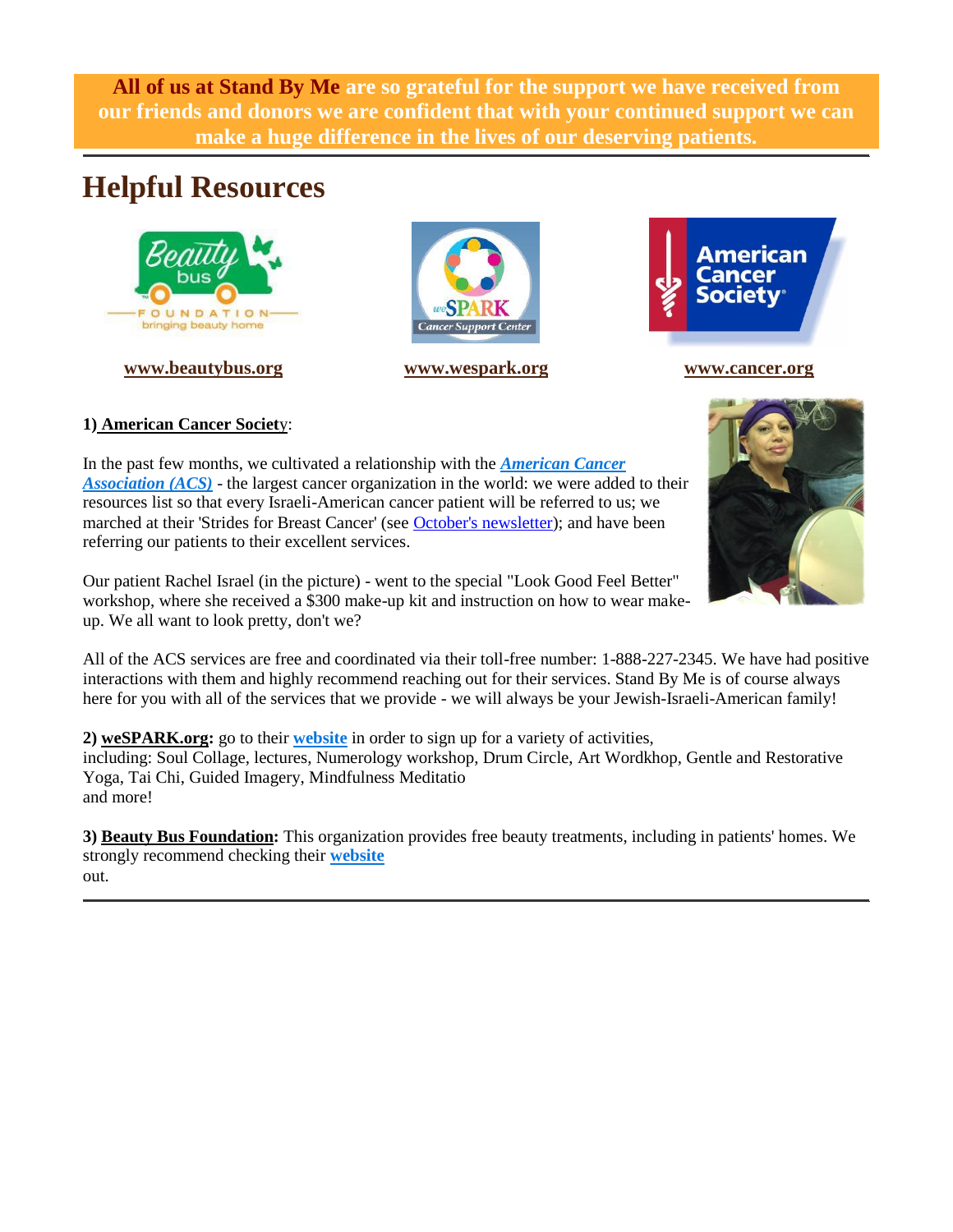**All of us at Stand By Me are so grateful for the support we have received from our friends and donors we are confident that with your continued support we can make a huge difference in the lives of our deserving patients.**

---

# Helpful Resources

**www.beautybus.org** | **www.wespark.org** | **www.cancer.org**

**1) American Cancer Society:**

In the past few months, we cultivated a relationship with the ***American Cancer Association (ACS)*** - the largest cancer organization in the world: we were added to their resources list so that every Israeli-American cancer patient will be referred to us; we marched at their 'Strides for Breast Cancer' (see October's newsletter); and have been referring our patients to their excellent services.

Our patient Rachel Israel (in the picture) - went to the special "Look Good Feel Better" workshop, where she received a $300 make-up kit and instruction on how to wear make-up. We all want to look pretty, don't we?

All of the ACS services are free and coordinated via their toll-free number: 1-888-227-2345. We have had positive interactions with them and highly recommend reaching out for their services. Stand By Me is of course always here for you with all of the services that we provide - we will always be your Jewish-Israeli-American family!

**2) weSPARK.org:** go to their **website** in order to sign up for a variety of activities, including: Soul Collage, lectures, Numerology workshop, Drum Circle, Art Wordkhop, Gentle and Restorative Yoga, Tai Chi, Guided Imagery, Mindfulness Meditatio and more!

**3) Beauty Bus Foundation:** This organization provides free beauty treatments, including in patients' homes. We strongly recommend checking their **website** out.

---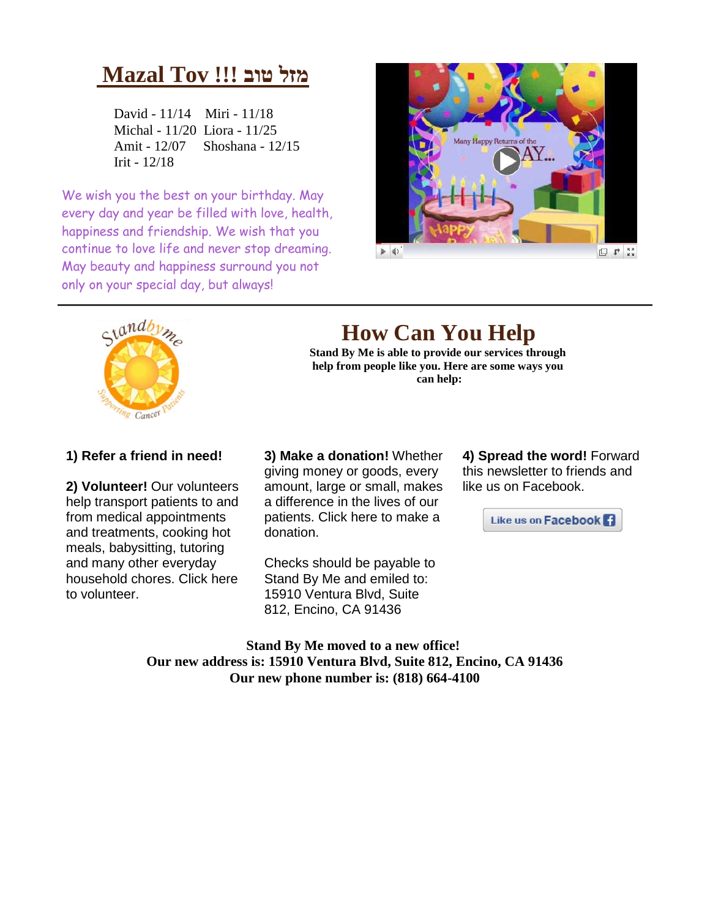## Mazal Tov !!! מזל טוב

David - 11/14 Miri - 11/18
Michal - 11/20 Liora - 11/25
Amit - 12/07 Shoshana - 12/15
Irit - 12/18

We wish you the best on your birthday. May every day and year be filled with love, health, happiness and friendship. We wish that you continue to love life and never stop dreaming. May beauty and happiness surround you not only on your special day, but always!

---

## How Can You Help

**Stand By Me is able to provide our services through help from people like you. Here are some ways you can help:**

**1) Refer a friend in need!**

**2) Volunteer!** Our volunteers help transport patients to and from medical appointments and treatments, cooking hot meals, babysitting, tutoring and many other everyday household chores. Click here to volunteer.

**3) Make a donation!** Whether giving money or goods, every amount, large or small, makes a difference in the lives of our patients. Click here to make a donation.

Checks should be payable to Stand By Me and emiled to: 15910 Ventura Blvd, Suite 812, Encino, CA 91436

**4) Spread the word!** Forward this newsletter to friends and like us on Facebook.

Like us on Facebook

**Stand By Me moved to a new office!**
**Our new address is: 15910 Ventura Blvd, Suite 812, Encino, CA 91436**
**Our new phone number is: (818) 664-4100**